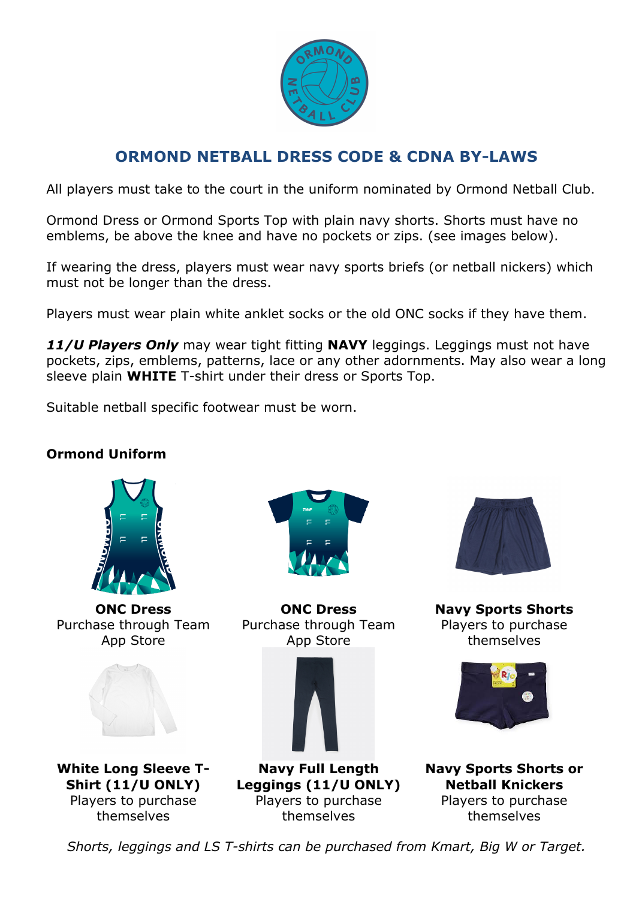# ORMOND NETBALL DRESS CODE & CDNA BY-LAWS

All players must take to the court in the uniform nominated by Ormond Netball Club.

Ormond Dress or Ormond Sports Top with plain navy shorts. Shorts must have no emblems, be above the knee and have no pockets or zips. (see images below).

If wearing the dress, players must wear navy sports briefs (or netball nickers) which must not be longer than the dress.

Players must wear plain white anklet socks or the old ONC socks if they have them.

***11/U Players Only*** may wear tight fitting **NAVY** leggings. Leggings must not have pockets, zips, emblems, patterns, lace or any other adornments. May also wear a long sleeve plain **WHITE** T-shirt under their dress or Sports Top.

Suitable netball specific footwear must be worn.

**Ormond Uniform**

**ONC Dress**
Purchase through Team App Store

**ONC Dress**
Purchase through Team App Store

**Navy Sports Shorts**
Players to purchase themselves

**White Long Sleeve T-Shirt (11/U ONLY)**
Players to purchase themselves

**Navy Full Length Leggings (11/U ONLY)**
Players to purchase themselves

**Navy Sports Shorts or Netball Knickers**
Players to purchase themselves

*Shorts, leggings and LS T-shirts can be purchased from Kmart, Big W or Target.*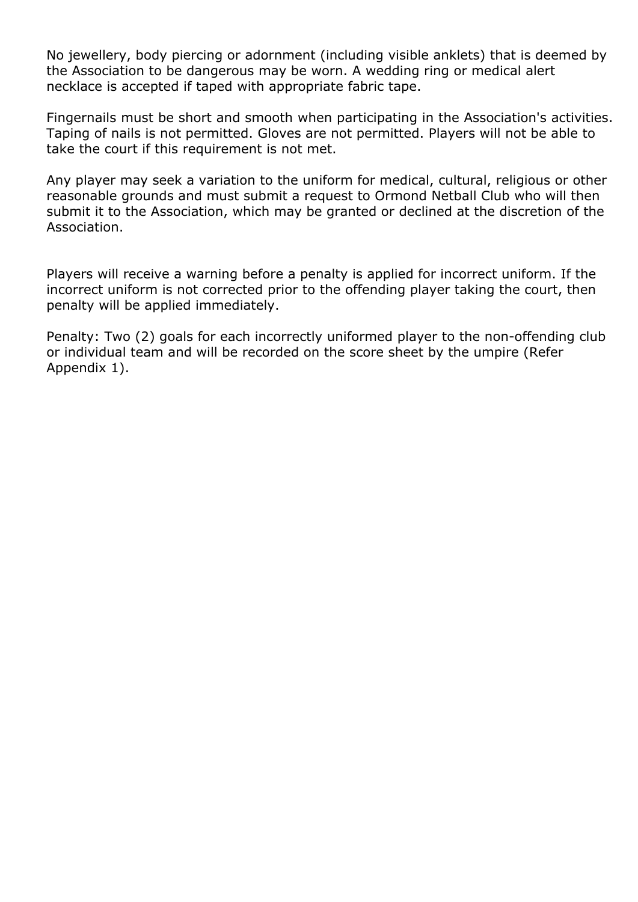No jewellery, body piercing or adornment (including visible anklets) that is deemed by the Association to be dangerous may be worn. A wedding ring or medical alert necklace is accepted if taped with appropriate fabric tape.

Fingernails must be short and smooth when participating in the Association's activities. Taping of nails is not permitted. Gloves are not permitted. Players will not be able to take the court if this requirement is not met.

Any player may seek a variation to the uniform for medical, cultural, religious or other reasonable grounds and must submit a request to Ormond Netball Club who will then submit it to the Association, which may be granted or declined at the discretion of the Association.

Players will receive a warning before a penalty is applied for incorrect uniform. If the incorrect uniform is not corrected prior to the offending player taking the court, then penalty will be applied immediately.

Penalty: Two (2) goals for each incorrectly uniformed player to the non-offending club or individual team and will be recorded on the score sheet by the umpire (Refer Appendix 1).